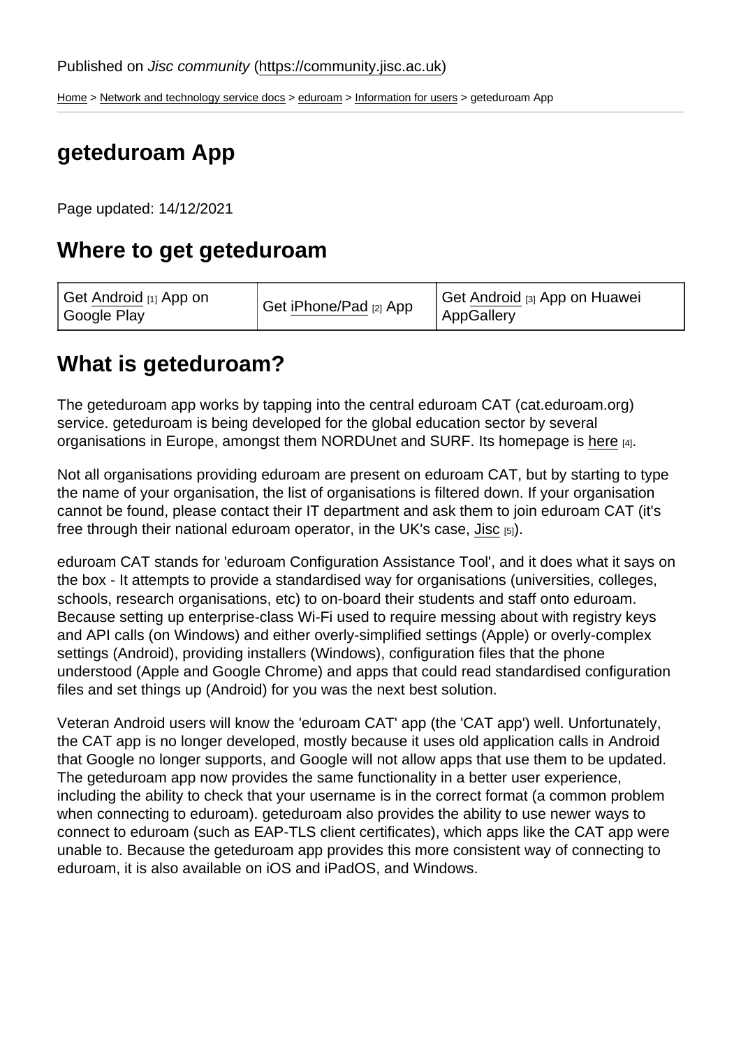Published on *Jisc community* (https://community.jisc.ac.uk)

Home > Network and technology service docs > eduroam > Information for users > geteduroam App

# geteduroam App

Page updated: 14/12/2021

## Where to get geteduroam

| Get Android [1] App on Google Play | Get iPhone/Pad [2] App | Get Android [3] App on Huawei AppGallery |
|---|---|---|

## What is geteduroam?

The geteduroam app works by tapping into the central eduroam CAT (cat.eduroam.org) service. geteduroam is being developed for the global education sector by several organisations in Europe, amongst them NORDUnet and SURF. Its homepage is here [4].

Not all organisations providing eduroam are present on eduroam CAT, but by starting to type the name of your organisation, the list of organisations is filtered down. If your organisation cannot be found, please contact their IT department and ask them to join eduroam CAT (it's free through their national eduroam operator, in the UK's case, Jisc [5]).

eduroam CAT stands for 'eduroam Configuration Assistance Tool', and it does what it says on the box - It attempts to provide a standardised way for organisations (universities, colleges, schools, research organisations, etc) to on-board their students and staff onto eduroam. Because setting up enterprise-class Wi-Fi used to require messing about with registry keys and API calls (on Windows) and either overly-simplified settings (Apple) or overly-complex settings (Android), providing installers (Windows), configuration files that the phone understood (Apple and Google Chrome) and apps that could read standardised configuration files and set things up (Android) for you was the next best solution.

Veteran Android users will know the 'eduroam CAT' app (the 'CAT app') well. Unfortunately, the CAT app is no longer developed, mostly because it uses old application calls in Android that Google no longer supports, and Google will not allow apps that use them to be updated. The geteduroam app now provides the same functionality in a better user experience, including the ability to check that your username is in the correct format (a common problem when connecting to eduroam). geteduroam also provides the ability to use newer ways to connect to eduroam (such as EAP-TLS client certificates), which apps like the CAT app were unable to. Because the geteduroam app provides this more consistent way of connecting to eduroam, it is also available on iOS and iPadOS, and Windows.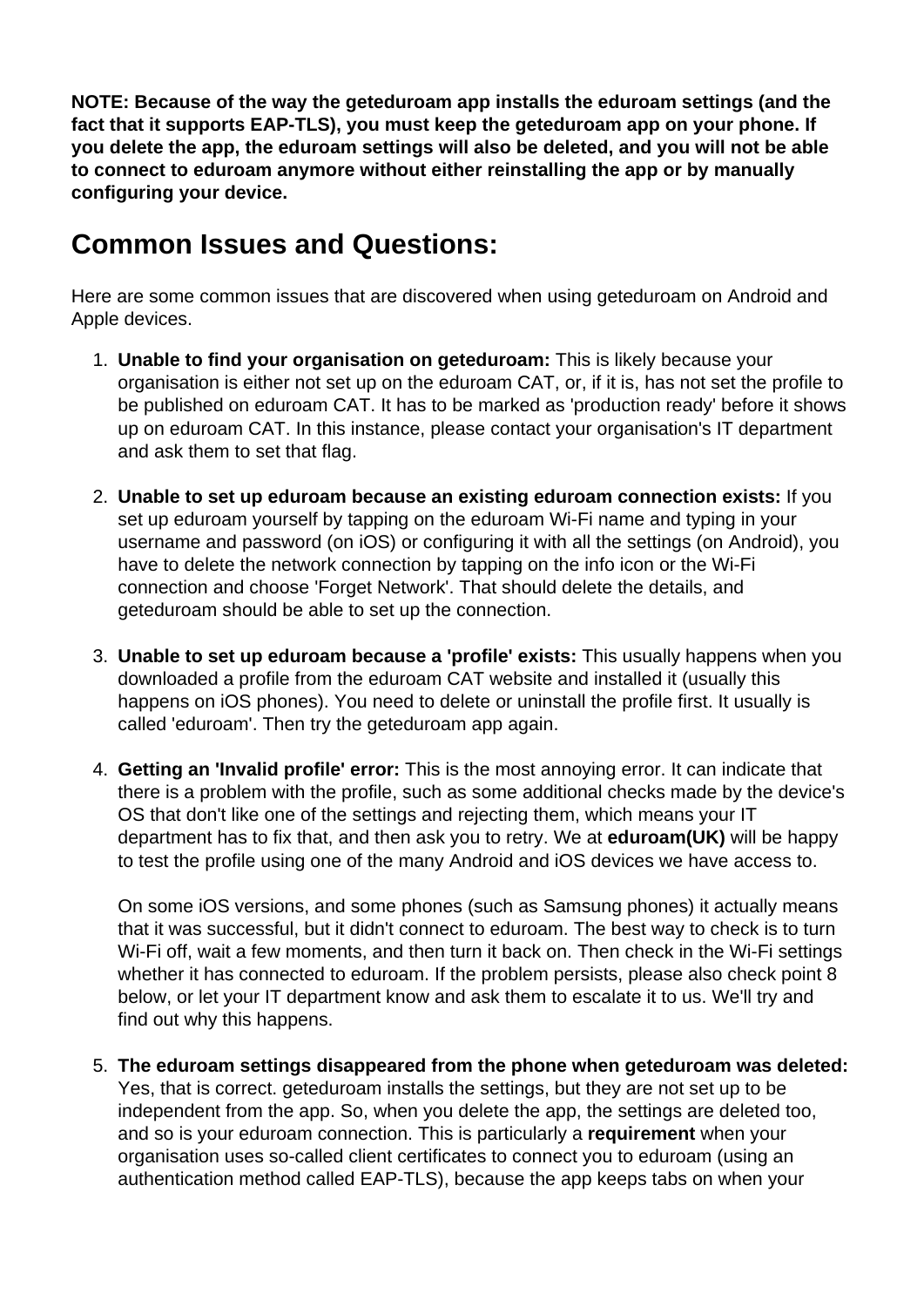**NOTE: Because of the way the geteduroam app installs the eduroam settings (and the fact that it supports EAP-TLS), you must keep the geteduroam app on your phone. If you delete the app, the eduroam settings will also be deleted, and you will not be able to connect to eduroam anymore without either reinstalling the app or by manually configuring your device.**

## Common Issues and Questions:

Here are some common issues that are discovered when using geteduroam on Android and Apple devices.

1. **Unable to find your organisation on geteduroam:** This is likely because your organisation is either not set up on the eduroam CAT, or, if it is, has not set the profile to be published on eduroam CAT. It has to be marked as 'production ready' before it shows up on eduroam CAT. In this instance, please contact your organisation's IT department and ask them to set that flag.

2. **Unable to set up eduroam because an existing eduroam connection exists:** If you set up eduroam yourself by tapping on the eduroam Wi-Fi name and typing in your username and password (on iOS) or configuring it with all the settings (on Android), you have to delete the network connection by tapping on the info icon or the Wi-Fi connection and choose 'Forget Network'. That should delete the details, and geteduroam should be able to set up the connection.

3. **Unable to set up eduroam because a 'profile' exists:** This usually happens when you downloaded a profile from the eduroam CAT website and installed it (usually this happens on iOS phones). You need to delete or uninstall the profile first. It usually is called 'eduroam'. Then try the geteduroam app again.

4. **Getting an 'Invalid profile' error:** This is the most annoying error. It can indicate that there is a problem with the profile, such as some additional checks made by the device's OS that don't like one of the settings and rejecting them, which means your IT department has to fix that, and then ask you to retry. We at **eduroam(UK)** will be happy to test the profile using one of the many Android and iOS devices we have access to.

   On some iOS versions, and some phones (such as Samsung phones) it actually means that it was successful, but it didn't connect to eduroam. The best way to check is to turn Wi-Fi off, wait a few moments, and then turn it back on. Then check in the Wi-Fi settings whether it has connected to eduroam. If the problem persists, please also check point 8 below, or let your IT department know and ask them to escalate it to us. We'll try and find out why this happens.

5. **The eduroam settings disappeared from the phone when geteduroam was deleted:** Yes, that is correct. geteduroam installs the settings, but they are not set up to be independent from the app. So, when you delete the app, the settings are deleted too, and so is your eduroam connection. This is particularly a **requirement** when your organisation uses so-called client certificates to connect you to eduroam (using an authentication method called EAP-TLS), because the app keeps tabs on when your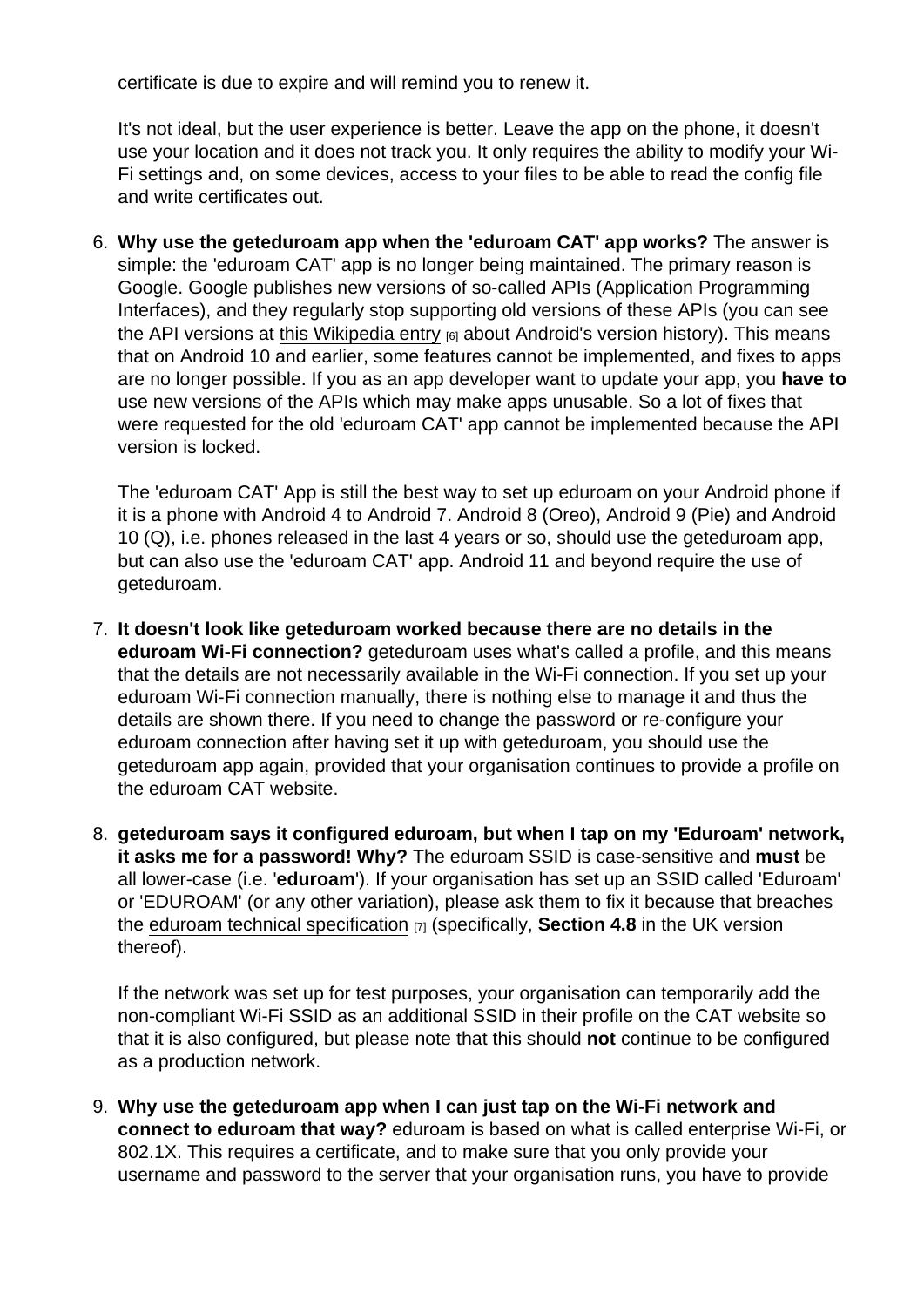certificate is due to expire and will remind you to renew it.

It's not ideal, but the user experience is better. Leave the app on the phone, it doesn't use your location and it does not track you. It only requires the ability to modify your Wi-Fi settings and, on some devices, access to your files to be able to read the config file and write certificates out.

6. **Why use the geteduroam app when the 'eduroam CAT' app works?** The answer is simple: the 'eduroam CAT' app is no longer being maintained. The primary reason is Google. Google publishes new versions of so-called APIs (Application Programming Interfaces), and they regularly stop supporting old versions of these APIs (you can see the API versions at this Wikipedia entry [6] about Android's version history). This means that on Android 10 and earlier, some features cannot be implemented, and fixes to apps are no longer possible. If you as an app developer want to update your app, you **have to** use new versions of the APIs which may make apps unusable. So a lot of fixes that were requested for the old 'eduroam CAT' app cannot be implemented because the API version is locked.

   The 'eduroam CAT' App is still the best way to set up eduroam on your Android phone if it is a phone with Android 4 to Android 7. Android 8 (Oreo), Android 9 (Pie) and Android 10 (Q), i.e. phones released in the last 4 years or so, should use the geteduroam app, but can also use the 'eduroam CAT' app. Android 11 and beyond require the use of geteduroam.

7. **It doesn't look like geteduroam worked because there are no details in the eduroam Wi-Fi connection?** geteduroam uses what's called a profile, and this means that the details are not necessarily available in the Wi-Fi connection. If you set up your eduroam Wi-Fi connection manually, there is nothing else to manage it and thus the details are shown there. If you need to change the password or re-configure your eduroam connection after having set it up with geteduroam, you should use the geteduroam app again, provided that your organisation continues to provide a profile on the eduroam CAT website.

8. **geteduroam says it configured eduroam, but when I tap on my 'Eduroam' network, it asks me for a password! Why?** The eduroam SSID is case-sensitive and **must** be all lower-case (i.e. '**eduroam**'). If your organisation has set up an SSID called 'Eduroam' or 'EDUROAM' (or any other variation), please ask them to fix it because that breaches the eduroam technical specification [7] (specifically, **Section 4.8** in the UK version thereof).

   If the network was set up for test purposes, your organisation can temporarily add the non-compliant Wi-Fi SSID as an additional SSID in their profile on the CAT website so that it is also configured, but please note that this should **not** continue to be configured as a production network.

9. **Why use the geteduroam app when I can just tap on the Wi-Fi network and connect to eduroam that way?** eduroam is based on what is called enterprise Wi-Fi, or 802.1X. This requires a certificate, and to make sure that you only provide your username and password to the server that your organisation runs, you have to provide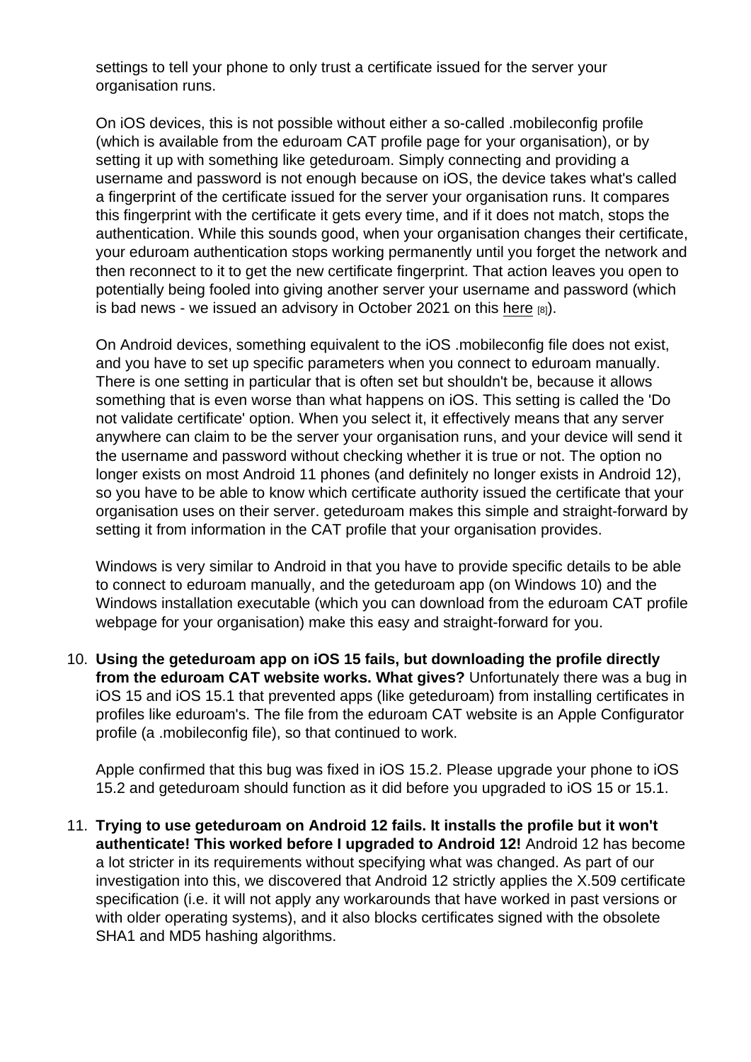settings to tell your phone to only trust a certificate issued for the server your organisation runs.

On iOS devices, this is not possible without either a so-called .mobileconfig profile (which is available from the eduroam CAT profile page for your organisation), or by setting it up with something like geteduroam. Simply connecting and providing a username and password is not enough because on iOS, the device takes what's called a fingerprint of the certificate issued for the server your organisation runs. It compares this fingerprint with the certificate it gets every time, and if it does not match, stops the authentication. While this sounds good, when your organisation changes their certificate, your eduroam authentication stops working permanently until you forget the network and then reconnect to it to get the new certificate fingerprint. That action leaves you open to potentially being fooled into giving another server your username and password (which is bad news - we issued an advisory in October 2021 on this here [8]).

On Android devices, something equivalent to the iOS .mobileconfig file does not exist, and you have to set up specific parameters when you connect to eduroam manually. There is one setting in particular that is often set but shouldn't be, because it allows something that is even worse than what happens on iOS. This setting is called the 'Do not validate certificate' option. When you select it, it effectively means that any server anywhere can claim to be the server your organisation runs, and your device will send it the username and password without checking whether it is true or not. The option no longer exists on most Android 11 phones (and definitely no longer exists in Android 12), so you have to be able to know which certificate authority issued the certificate that your organisation uses on their server. geteduroam makes this simple and straight-forward by setting it from information in the CAT profile that your organisation provides.

Windows is very similar to Android in that you have to provide specific details to be able to connect to eduroam manually, and the geteduroam app (on Windows 10) and the Windows installation executable (which you can download from the eduroam CAT profile webpage for your organisation) make this easy and straight-forward for you.

10. **Using the geteduroam app on iOS 15 fails, but downloading the profile directly from the eduroam CAT website works. What gives?** Unfortunately there was a bug in iOS 15 and iOS 15.1 that prevented apps (like geteduroam) from installing certificates in profiles like eduroam's. The file from the eduroam CAT website is an Apple Configurator profile (a .mobileconfig file), so that continued to work.

    Apple confirmed that this bug was fixed in iOS 15.2. Please upgrade your phone to iOS 15.2 and geteduroam should function as it did before you upgraded to iOS 15 or 15.1.

11. **Trying to use geteduroam on Android 12 fails. It installs the profile but it won't authenticate! This worked before I upgraded to Android 12!** Android 12 has become a lot stricter in its requirements without specifying what was changed. As part of our investigation into this, we discovered that Android 12 strictly applies the X.509 certificate specification (i.e. it will not apply any workarounds that have worked in past versions or with older operating systems), and it also blocks certificates signed with the obsolete SHA1 and MD5 hashing algorithms.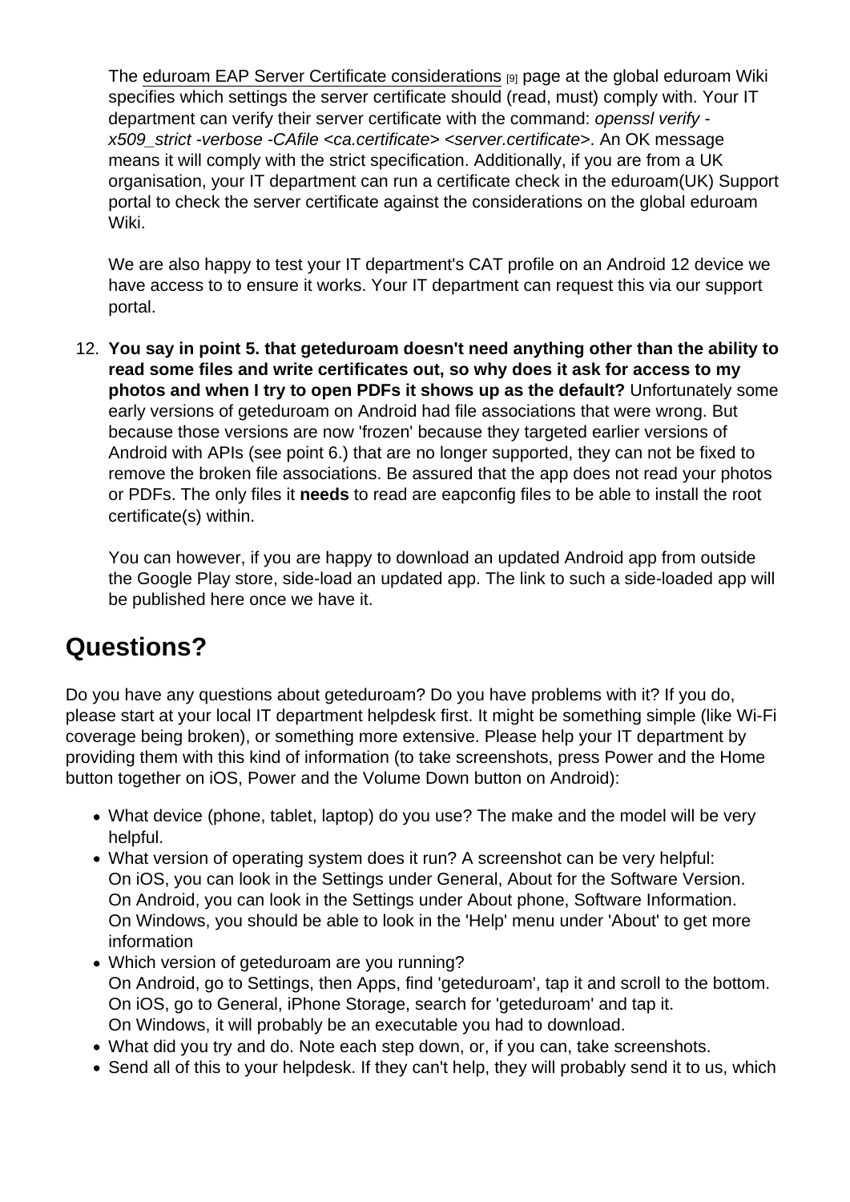The [eduroam EAP Server Certificate considerations](#) [9] page at the global eduroam Wiki specifies which settings the server certificate should (read, must) comply with. Your IT department can verify their server certificate with the command: *openssl verify -x509_strict -verbose -CAfile <ca.certificate> <server.certificate>*. An OK message means it will comply with the strict specification. Additionally, if you are from a UK organisation, your IT department can run a certificate check in the eduroam(UK) Support portal to check the server certificate against the considerations on the global eduroam Wiki.

We are also happy to test your IT department's CAT profile on an Android 12 device we have access to to ensure it works. Your IT department can request this via our support portal.

12. **You say in point 5. that geteduroam doesn't need anything other than the ability to read some files and write certificates out, so why does it ask for access to my photos and when I try to open PDFs it shows up as the default?** Unfortunately some early versions of geteduroam on Android had file associations that were wrong. But because those versions are now 'frozen' because they targeted earlier versions of Android with APIs (see point 6.) that are no longer supported, they can not be fixed to remove the broken file associations. Be assured that the app does not read your photos or PDFs. The only files it **needs** to read are eapconfig files to be able to install the root certificate(s) within.

    You can however, if you are happy to download an updated Android app from outside the Google Play store, side-load an updated app. The link to such a side-loaded app will be published here once we have it.

## Questions?

Do you have any questions about geteduroam? Do you have problems with it? If you do, please start at your local IT department helpdesk first. It might be something simple (like Wi-Fi coverage being broken), or something more extensive. Please help your IT department by providing them with this kind of information (to take screenshots, press Power and the Home button together on iOS, Power and the Volume Down button on Android):

- What device (phone, tablet, laptop) do you use? The make and the model will be very helpful.
- What version of operating system does it run? A screenshot can be very helpful:
  On iOS, you can look in the Settings under General, About for the Software Version.
  On Android, you can look in the Settings under About phone, Software Information.
  On Windows, you should be able to look in the 'Help' menu under 'About' to get more information
- Which version of geteduroam are you running?
  On Android, go to Settings, then Apps, find 'geteduroam', tap it and scroll to the bottom.
  On iOS, go to General, iPhone Storage, search for 'geteduroam' and tap it.
  On Windows, it will probably be an executable you had to download.
- What did you try and do. Note each step down, or, if you can, take screenshots.
- Send all of this to your helpdesk. If they can't help, they will probably send it to us, which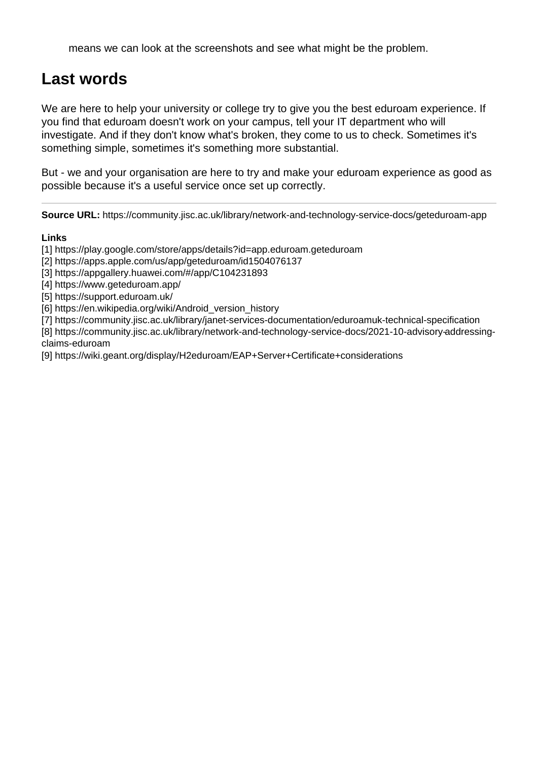means we can look at the screenshots and see what might be the problem.

## Last words

We are here to help your university or college try to give you the best eduroam experience. If you find that eduroam doesn't work on your campus, tell your IT department who will investigate. And if they don't know what's broken, they come to us to check. Sometimes it's something simple, sometimes it's something more substantial.

But - we and your organisation are here to try and make your eduroam experience as good as possible because it's a useful service once set up correctly.

---

**Source URL:** https://community.jisc.ac.uk/library/network-and-technology-service-docs/geteduroam-app

**Links**

[1] https://play.google.com/store/apps/details?id=app.eduroam.geteduroam
[2] https://apps.apple.com/us/app/geteduroam/id1504076137
[3] https://appgallery.huawei.com/#/app/C104231893
[4] https://www.geteduroam.app/
[5] https://support.eduroam.uk/
[6] https://en.wikipedia.org/wiki/Android_version_history
[7] https://community.jisc.ac.uk/library/janet-services-documentation/eduroamuk-technical-specification
[8] https://community.jisc.ac.uk/library/network-and-technology-service-docs/2021-10-advisory-addressing-claims-eduroam
[9] https://wiki.geant.org/display/H2eduroam/EAP+Server+Certificate+considerations